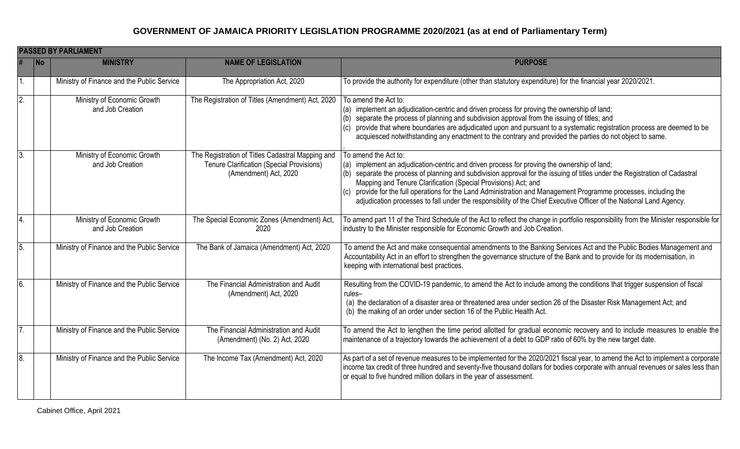## GOVERNMENT OF JAMAICA PRIORITY LEGISLATION PROGRAMME 2020/2021 (as at end of Parliamentary Term)

| PASSED BY PARLIAMENT | | | | |
|---|---|---|---|---|
| # | No | MINISTRY | NAME OF LEGISLATION | PURPOSE |
| 1. | | Ministry of Finance and the Public Service | The Appropriation Act, 2020 | To provide the authority for expenditure (other than statutory expenditure) for the financial year 2020/2021. |
| 2. | | Ministry of Economic Growth and Job Creation | The Registration of Titles (Amendment) Act, 2020 | To amend the Act to:<br>(a) implement an adjudication-centric and driven process for proving the ownership of land;<br>(b) separate the process of planning and subdivision approval from the issuing of titles; and<br>(c) provide that where boundaries are adjudicated upon and pursuant to a systematic registration process are deemed to be acquiesced notwithstanding any enactment to the contrary and provided the parties do not object to same.<br>. |
| 3. | | Ministry of Economic Growth and Job Creation | The Registration of Titles Cadastral Mapping and Tenure Clarification (Special Provisions) (Amendment) Act, 2020 | To amend the Act to:<br>(a) implement an adjudication-centric and driven process for proving the ownership of land;<br>(b) separate the process of planning and subdivision approval for the issuing of titles under the Registration of Cadastral Mapping and Tenure Clarification (Special Provisions) Act; and<br>(c) provide for the full operations for the Land Administration and Management Programme processes, including the adjudication processes to fall under the responsibility of the Chief Executive Officer of the National Land Agency. |
| 4. | | Ministry of Economic Growth and Job Creation | The Special Economic Zones (Amendment) Act, 2020 | To amend part 11 of the Third Schedule of the Act to reflect the change in portfolio responsibility from the Minister responsible for industry to the Minister responsible for Economic Growth and Job Creation. |
| 5. | | Ministry of Finance and the Public Service | The Bank of Jamaica (Amendment) Act, 2020 | To amend the Act and make consequential amendments to the Banking Services Act and the Public Bodies Management and Accountability Act in an effort to strengthen the governance structure of the Bank and to provide for its modernisation, in keeping with international best practices. |
| 6. | | Ministry of Finance and the Public Service | The Financial Administration and Audit (Amendment) Act, 2020 | Resulting from the COVID-19 pandemic, to amend the Act to include among the conditions that trigger suspension of fiscal rules–<br>(a) the declaration of a disaster area or threatened area under section 26 of the Disaster Risk Management Act; and<br>(b) the making of an order under section 16 of the Public Health Act. |
| 7. | | Ministry of Finance and the Public Service | The Financial Administration and Audit (Amendment) (No. 2) Act, 2020 | To amend the Act to lengthen the time period allotted for gradual economic recovery and to include measures to enable the maintenance of a trajectory towards the achievement of a debt to GDP ratio of 60% by the new target date. |
| 8. | | Ministry of Finance and the Public Service | The Income Tax (Amendment) Act, 2020 | As part of a set of revenue measures to be implemented for the 2020/2021 fiscal year, to amend the Act to implement a corporate income tax credit of three hundred and seventy-five thousand dollars for bodies corporate with annual revenues or sales less than or equal to five hundred million dollars in the year of assessment. |

Cabinet Office, April 2021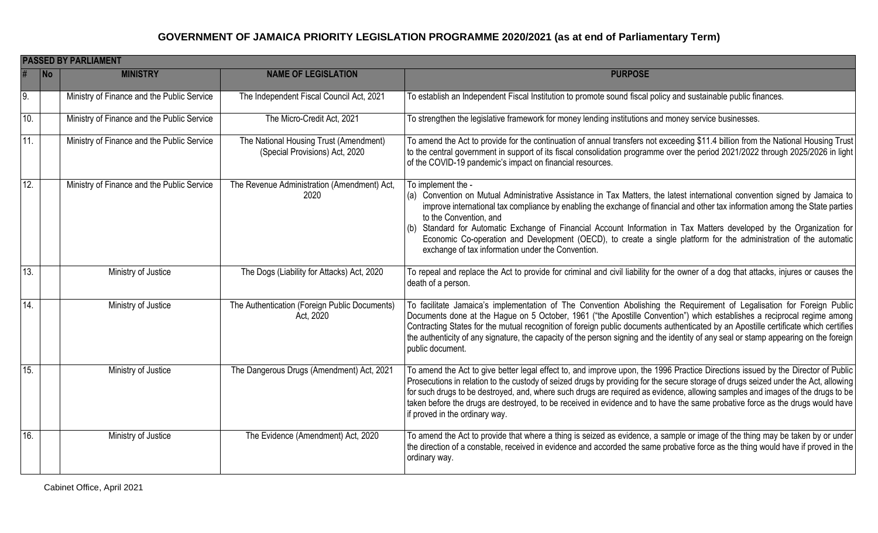## GOVERNMENT OF JAMAICA PRIORITY LEGISLATION PROGRAMME 2020/2021 (as at end of Parliamentary Term)

| **PASSED BY PARLIAMENT** | | | | |
|---|---|---|---|---|
| **#** | **No** | **MINISTRY** | **NAME OF LEGISLATION** | **PURPOSE** |
| 9. | | Ministry of Finance and the Public Service | The Independent Fiscal Council Act, 2021 | To establish an Independent Fiscal Institution to promote sound fiscal policy and sustainable public finances. |
| 10. | | Ministry of Finance and the Public Service | The Micro-Credit Act, 2021 | To strengthen the legislative framework for money lending institutions and money service businesses. |
| 11. | | Ministry of Finance and the Public Service | The National Housing Trust (Amendment) (Special Provisions) Act, 2020 | To amend the Act to provide for the continuation of annual transfers not exceeding $11.4 billion from the National Housing Trust to the central government in support of its fiscal consolidation programme over the period 2021/2022 through 2025/2026 in light of the COVID-19 pandemic's impact on financial resources. |
| 12. | | Ministry of Finance and the Public Service | The Revenue Administration (Amendment) Act, 2020 | To implement the - (a) Convention on Mutual Administrative Assistance in Tax Matters, the latest international convention signed by Jamaica to improve international tax compliance by enabling the exchange of financial and other tax information among the State parties to the Convention, and (b) Standard for Automatic Exchange of Financial Account Information in Tax Matters developed by the Organization for Economic Co-operation and Development (OECD), to create a single platform for the administration of the automatic exchange of tax information under the Convention. |
| 13. | | Ministry of Justice | The Dogs (Liability for Attacks) Act, 2020 | To repeal and replace the Act to provide for criminal and civil liability for the owner of a dog that attacks, injures or causes the death of a person. |
| 14. | | Ministry of Justice | The Authentication (Foreign Public Documents) Act, 2020 | To facilitate Jamaica's implementation of The Convention Abolishing the Requirement of Legalisation for Foreign Public Documents done at the Hague on 5 October, 1961 ("the Apostille Convention") which establishes a reciprocal regime among Contracting States for the mutual recognition of foreign public documents authenticated by an Apostille certificate which certifies the authenticity of any signature, the capacity of the person signing and the identity of any seal or stamp appearing on the foreign public document. |
| 15. | | Ministry of Justice | The Dangerous Drugs (Amendment) Act, 2021 | To amend the Act to give better legal effect to, and improve upon, the 1996 Practice Directions issued by the Director of Public Prosecutions in relation to the custody of seized drugs by providing for the secure storage of drugs seized under the Act, allowing for such drugs to be destroyed, and, where such drugs are required as evidence, allowing samples and images of the drugs to be taken before the drugs are destroyed, to be received in evidence and to have the same probative force as the drugs would have if proved in the ordinary way. |
| 16. | | Ministry of Justice | The Evidence (Amendment) Act, 2020 | To amend the Act to provide that where a thing is seized as evidence, a sample or image of the thing may be taken by or under the direction of a constable, received in evidence and accorded the same probative force as the thing would have if proved in the ordinary way. |

Cabinet Office, April 2021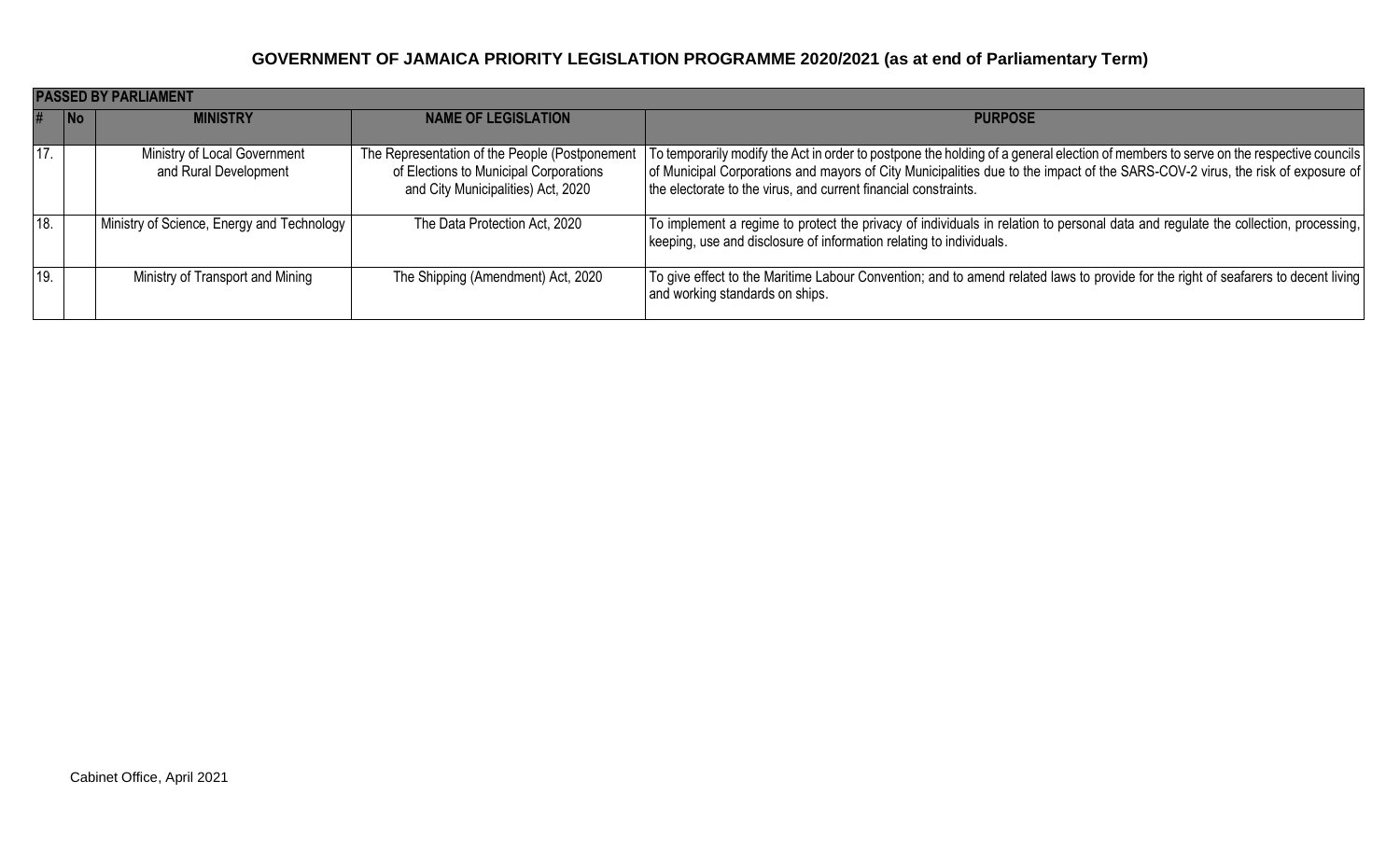**GOVERNMENT OF JAMAICA PRIORITY LEGISLATION PROGRAMME 2020/2021 (as at end of Parliamentary Term)**

| **PASSED BY PARLIAMENT** | | | | |
|---|---|---|---|---|
| **#** | **No** | **MINISTRY** | **NAME OF LEGISLATION** | **PURPOSE** |
| 17. | | Ministry of Local Government and Rural Development | The Representation of the People (Postponement of Elections to Municipal Corporations and City Municipalities) Act, 2020 | To temporarily modify the Act in order to postpone the holding of a general election of members to serve on the respective councils of Municipal Corporations and mayors of City Municipalities due to the impact of the SARS-COV-2 virus, the risk of exposure of the electorate to the virus, and current financial constraints. |
| 18. | | Ministry of Science, Energy and Technology | The Data Protection Act, 2020 | To implement a regime to protect the privacy of individuals in relation to personal data and regulate the collection, processing, keeping, use and disclosure of information relating to individuals. |
| 19. | | Ministry of Transport and Mining | The Shipping (Amendment) Act, 2020 | To give effect to the Maritime Labour Convention; and to amend related laws to provide for the right of seafarers to decent living and working standards on ships. |

Cabinet Office, April 2021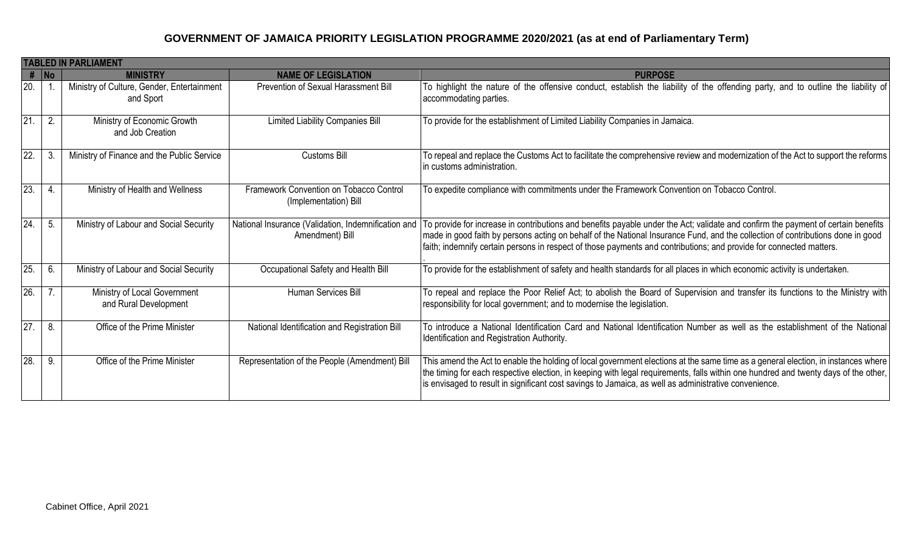## GOVERNMENT OF JAMAICA PRIORITY LEGISLATION PROGRAMME 2020/2021 (as at end of Parliamentary Term)

| TABLED IN PARLIAMENT | | | | |
|---|---|---|---|---|
| **#** | **No** | **MINISTRY** | **NAME OF LEGISLATION** | **PURPOSE** |
| 20. | 1. | Ministry of Culture, Gender, Entertainment and Sport | Prevention of Sexual Harassment Bill | To highlight the nature of the offensive conduct, establish the liability of the offending party, and to outline the liability of accommodating parties. |
| 21. | 2. | Ministry of Economic Growth and Job Creation | Limited Liability Companies Bill | To provide for the establishment of Limited Liability Companies in Jamaica. |
| 22. | 3. | Ministry of Finance and the Public Service | Customs Bill | To repeal and replace the Customs Act to facilitate the comprehensive review and modernization of the Act to support the reforms in customs administration. |
| 23. | 4. | Ministry of Health and Wellness | Framework Convention on Tobacco Control (Implementation) Bill | To expedite compliance with commitments under the Framework Convention on Tobacco Control. |
| 24. | 5. | Ministry of Labour and Social Security | National Insurance (Validation, Indemnification and Amendment) Bill | To provide for increase in contributions and benefits payable under the Act; validate and confirm the payment of certain benefits made in good faith by persons acting on behalf of the National Insurance Fund, and the collection of contributions done in good faith; indemnify certain persons in respect of those payments and contributions; and provide for connected matters. . |
| 25. | 6. | Ministry of Labour and Social Security | Occupational Safety and Health Bill | To provide for the establishment of safety and health standards for all places in which economic activity is undertaken. |
| 26. | 7. | Ministry of Local Government and Rural Development | Human Services Bill | To repeal and replace the Poor Relief Act; to abolish the Board of Supervision and transfer its functions to the Ministry with responsibility for local government; and to modernise the legislation. |
| 27. | 8. | Office of the Prime Minister | National Identification and Registration Bill | To introduce a National Identification Card and National Identification Number as well as the establishment of the National Identification and Registration Authority. |
| 28. | 9. | Office of the Prime Minister | Representation of the People (Amendment) Bill | This amend the Act to enable the holding of local government elections at the same time as a general election, in instances where the timing for each respective election, in keeping with legal requirements, falls within one hundred and twenty days of the other, is envisaged to result in significant cost savings to Jamaica, as well as administrative convenience. |

Cabinet Office, April 2021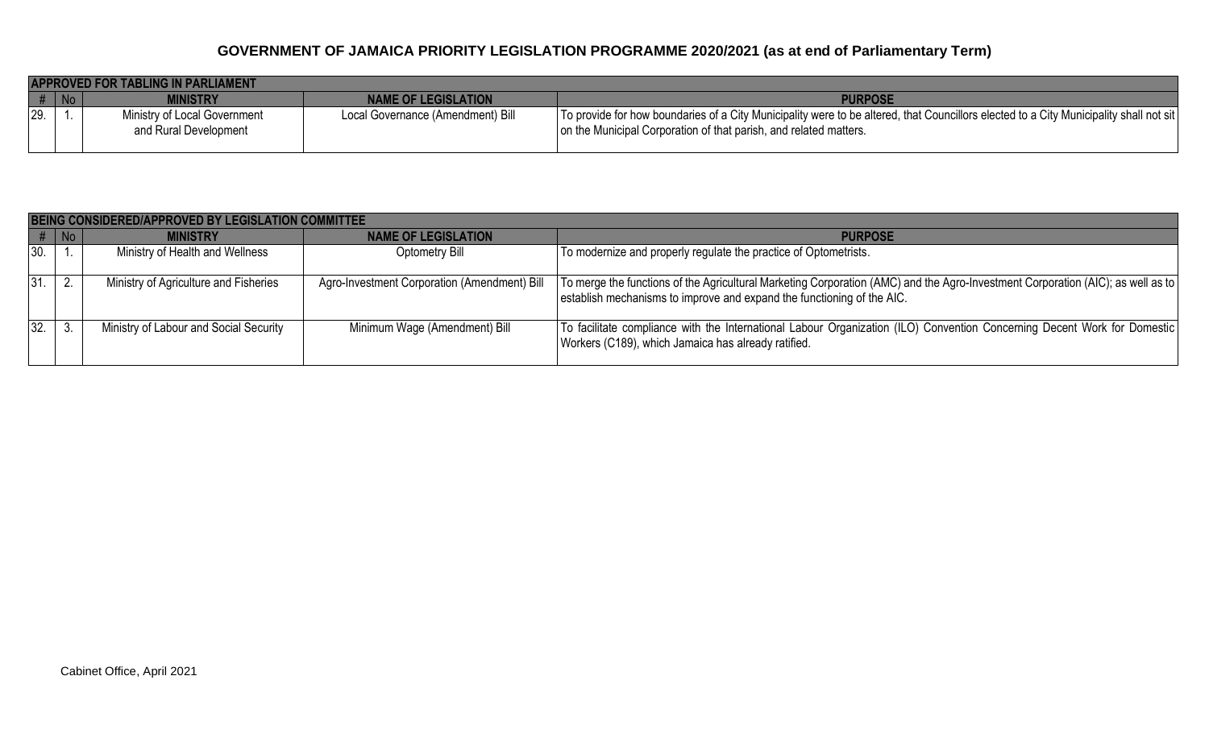## GOVERNMENT OF JAMAICA PRIORITY LEGISLATION PROGRAMME 2020/2021 (as at end of Parliamentary Term)

| APPROVED FOR TABLING IN PARLIAMENT | | | | |
|---|---|---|---|---|
| # | No | MINISTRY | NAME OF LEGISLATION | PURPOSE |
| 29. | 1. | Ministry of Local Government and Rural Development | Local Governance (Amendment) Bill | To provide for how boundaries of a City Municipality were to be altered, that Councillors elected to a City Municipality shall not sit on the Municipal Corporation of that parish, and related matters. |

| BEING CONSIDERED/APPROVED BY LEGISLATION COMMITTEE | | | | |
|---|---|---|---|---|
| # | No | MINISTRY | NAME OF LEGISLATION | PURPOSE |
| 30. | 1. | Ministry of Health and Wellness | Optometry Bill | To modernize and properly regulate the practice of Optometrists. |
| 31. | 2. | Ministry of Agriculture and Fisheries | Agro-Investment Corporation (Amendment) Bill | To merge the functions of the Agricultural Marketing Corporation (AMC) and the Agro-Investment Corporation (AIC); as well as to establish mechanisms to improve and expand the functioning of the AIC. |
| 32. | 3. | Ministry of Labour and Social Security | Minimum Wage (Amendment) Bill | To facilitate compliance with the International Labour Organization (ILO) Convention Concerning Decent Work for Domestic Workers (C189), which Jamaica has already ratified. |

Cabinet Office, April 2021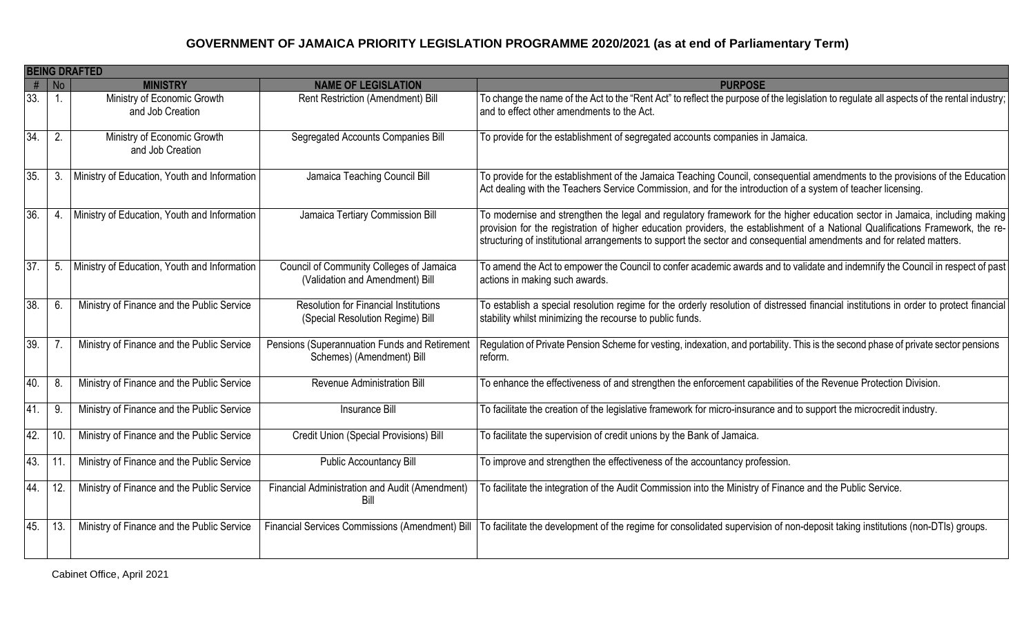# GOVERNMENT OF JAMAICA PRIORITY LEGISLATION PROGRAMME 2020/2021 (as at end of Parliamentary Term)

| BEING DRAFTED | | | | |
|---|---|---|---|---|
| # | No | MINISTRY | NAME OF LEGISLATION | PURPOSE |
| 33. | 1. | Ministry of Economic Growth and Job Creation | Rent Restriction (Amendment) Bill | To change the name of the Act to the "Rent Act" to reflect the purpose of the legislation to regulate all aspects of the rental industry; and to effect other amendments to the Act. |
| 34. | 2. | Ministry of Economic Growth and Job Creation | Segregated Accounts Companies Bill | To provide for the establishment of segregated accounts companies in Jamaica. |
| 35. | 3. | Ministry of Education, Youth and Information | Jamaica Teaching Council Bill | To provide for the establishment of the Jamaica Teaching Council, consequential amendments to the provisions of the Education Act dealing with the Teachers Service Commission, and for the introduction of a system of teacher licensing. |
| 36. | 4. | Ministry of Education, Youth and Information | Jamaica Tertiary Commission Bill | To modernise and strengthen the legal and regulatory framework for the higher education sector in Jamaica, including making provision for the registration of higher education providers, the establishment of a National Qualifications Framework, the re-structuring of institutional arrangements to support the sector and consequential amendments and for related matters. |
| 37. | 5. | Ministry of Education, Youth and Information | Council of Community Colleges of Jamaica (Validation and Amendment) Bill | To amend the Act to empower the Council to confer academic awards and to validate and indemnify the Council in respect of past actions in making such awards. |
| 38. | 6. | Ministry of Finance and the Public Service | Resolution for Financial Institutions (Special Resolution Regime) Bill | To establish a special resolution regime for the orderly resolution of distressed financial institutions in order to protect financial stability whilst minimizing the recourse to public funds. |
| 39. | 7. | Ministry of Finance and the Public Service | Pensions (Superannuation Funds and Retirement Schemes) (Amendment) Bill | Regulation of Private Pension Scheme for vesting, indexation, and portability. This is the second phase of private sector pensions reform. |
| 40. | 8. | Ministry of Finance and the Public Service | Revenue Administration Bill | To enhance the effectiveness of and strengthen the enforcement capabilities of the Revenue Protection Division. |
| 41. | 9. | Ministry of Finance and the Public Service | Insurance Bill | To facilitate the creation of the legislative framework for micro-insurance and to support the microcredit industry. |
| 42. | 10. | Ministry of Finance and the Public Service | Credit Union (Special Provisions) Bill | To facilitate the supervision of credit unions by the Bank of Jamaica. |
| 43. | 11. | Ministry of Finance and the Public Service | Public Accountancy Bill | To improve and strengthen the effectiveness of the accountancy profession. |
| 44. | 12. | Ministry of Finance and the Public Service | Financial Administration and Audit (Amendment) Bill | To facilitate the integration of the Audit Commission into the Ministry of Finance and the Public Service. |
| 45. | 13. | Ministry of Finance and the Public Service | Financial Services Commissions (Amendment) Bill | To facilitate the development of the regime for consolidated supervision of non-deposit taking institutions (non-DTIs) groups. |

Cabinet Office, April 2021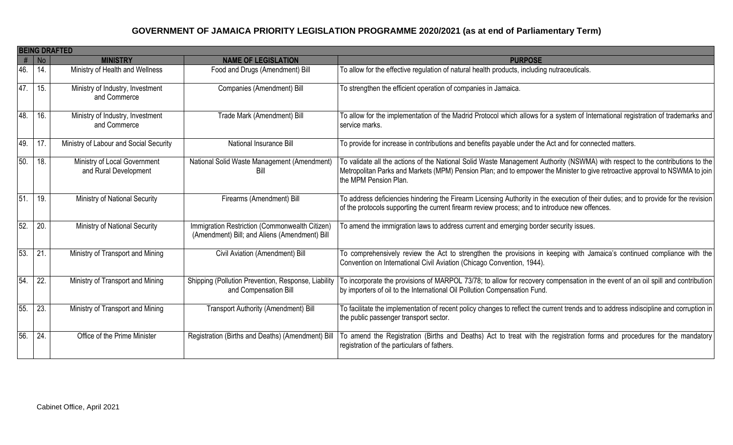# GOVERNMENT OF JAMAICA PRIORITY LEGISLATION PROGRAMME 2020/2021 (as at end of Parliamentary Term)

| **BEING DRAFTED** | | | | |
|---|---|---|---|---|
| **#** | **No** | **MINISTRY** | **NAME OF LEGISLATION** | **PURPOSE** |
| 46. | 14. | Ministry of Health and Wellness | Food and Drugs (Amendment) Bill | To allow for the effective regulation of natural health products, including nutraceuticals. |
| 47. | 15. | Ministry of Industry, Investment and Commerce | Companies (Amendment) Bill | To strengthen the efficient operation of companies in Jamaica. |
| 48. | 16. | Ministry of Industry, Investment and Commerce | Trade Mark (Amendment) Bill | To allow for the implementation of the Madrid Protocol which allows for a system of International registration of trademarks and service marks. |
| 49. | 17. | Ministry of Labour and Social Security | National Insurance Bill | To provide for increase in contributions and benefits payable under the Act and for connected matters. |
| 50. | 18. | Ministry of Local Government and Rural Development | National Solid Waste Management (Amendment) Bill | To validate all the actions of the National Solid Waste Management Authority (NSWMA) with respect to the contributions to the Metropolitan Parks and Markets (MPM) Pension Plan; and to empower the Minister to give retroactive approval to NSWMA to join the MPM Pension Plan. |
| 51. | 19. | Ministry of National Security | Firearms (Amendment) Bill | To address deficiencies hindering the Firearm Licensing Authority in the execution of their duties; and to provide for the revision of the protocols supporting the current firearm review process; and to introduce new offences. |
| 52. | 20. | Ministry of National Security | Immigration Restriction (Commonwealth Citizen) (Amendment) Bill; and Aliens (Amendment) Bill | To amend the immigration laws to address current and emerging border security issues. |
| 53. | 21. | Ministry of Transport and Mining | Civil Aviation (Amendment) Bill | To comprehensively review the Act to strengthen the provisions in keeping with Jamaica's continued compliance with the Convention on International Civil Aviation (Chicago Convention, 1944). |
| 54. | 22. | Ministry of Transport and Mining | Shipping (Pollution Prevention, Response, Liability and Compensation Bill | To incorporate the provisions of MARPOL 73/78; to allow for recovery compensation in the event of an oil spill and contribution by importers of oil to the International Oil Pollution Compensation Fund. |
| 55. | 23. | Ministry of Transport and Mining | Transport Authority (Amendment) Bill | To facilitate the implementation of recent policy changes to reflect the current trends and to address indiscipline and corruption in the public passenger transport sector. |
| 56. | 24. | Office of the Prime Minister | Registration (Births and Deaths) (Amendment) Bill | To amend the Registration (Births and Deaths) Act to treat with the registration forms and procedures for the mandatory registration of the particulars of fathers. |

Cabinet Office, April 2021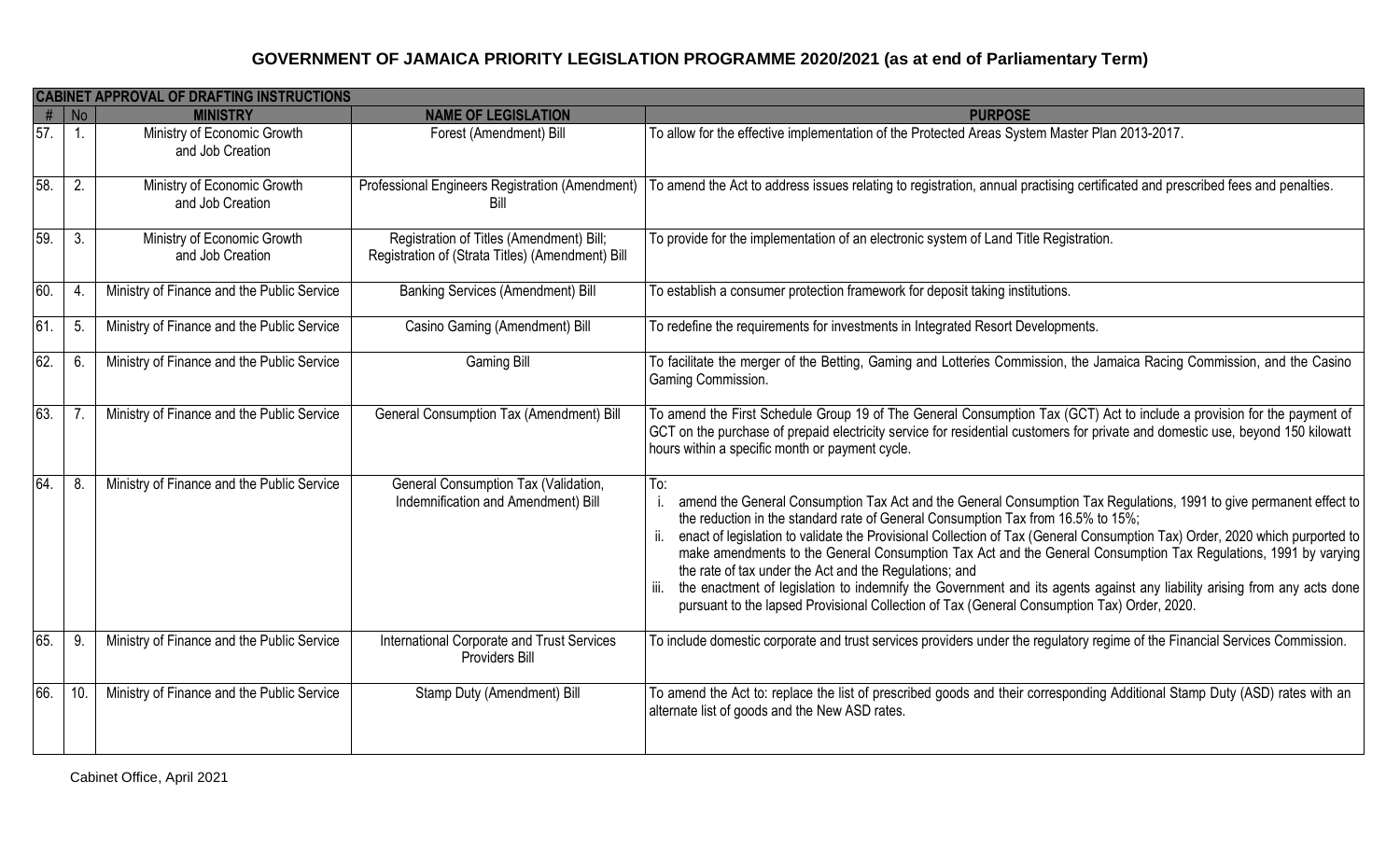## GOVERNMENT OF JAMAICA PRIORITY LEGISLATION PROGRAMME 2020/2021 (as at end of Parliamentary Term)

| CABINET APPROVAL OF DRAFTING INSTRUCTIONS | | | | |
|---|---|---|---|---|
| # | No | MINISTRY | NAME OF LEGISLATION | PURPOSE |
| 57. | 1. | Ministry of Economic Growth and Job Creation | Forest (Amendment) Bill | To allow for the effective implementation of the Protected Areas System Master Plan 2013-2017. |
| 58. | 2. | Ministry of Economic Growth and Job Creation | Professional Engineers Registration (Amendment) Bill | To amend the Act to address issues relating to registration, annual practising certificated and prescribed fees and penalties. |
| 59. | 3. | Ministry of Economic Growth and Job Creation | Registration of Titles (Amendment) Bill; Registration of (Strata Titles) (Amendment) Bill | To provide for the implementation of an electronic system of Land Title Registration. |
| 60. | 4. | Ministry of Finance and the Public Service | Banking Services (Amendment) Bill | To establish a consumer protection framework for deposit taking institutions. |
| 61. | 5. | Ministry of Finance and the Public Service | Casino Gaming (Amendment) Bill | To redefine the requirements for investments in Integrated Resort Developments. |
| 62. | 6. | Ministry of Finance and the Public Service | Gaming Bill | To facilitate the merger of the Betting, Gaming and Lotteries Commission, the Jamaica Racing Commission, and the Casino Gaming Commission. |
| 63. | 7. | Ministry of Finance and the Public Service | General Consumption Tax (Amendment) Bill | To amend the First Schedule Group 19 of The General Consumption Tax (GCT) Act to include a provision for the payment of GCT on the purchase of prepaid electricity service for residential customers for private and domestic use, beyond 150 kilowatt hours within a specific month or payment cycle. |
| 64. | 8. | Ministry of Finance and the Public Service | General Consumption Tax (Validation, Indemnification and Amendment) Bill | To:<br>i. amend the General Consumption Tax Act and the General Consumption Tax Regulations, 1991 to give permanent effect to the reduction in the standard rate of General Consumption Tax from 16.5% to 15%;<br>ii. enact of legislation to validate the Provisional Collection of Tax (General Consumption Tax) Order, 2020 which purported to make amendments to the General Consumption Tax Act and the General Consumption Tax Regulations, 1991 by varying the rate of tax under the Act and the Regulations; and<br>iii. the enactment of legislation to indemnify the Government and its agents against any liability arising from any acts done pursuant to the lapsed Provisional Collection of Tax (General Consumption Tax) Order, 2020. |
| 65. | 9. | Ministry of Finance and the Public Service | International Corporate and Trust Services Providers Bill | To include domestic corporate and trust services providers under the regulatory regime of the Financial Services Commission. |
| 66. | 10. | Ministry of Finance and the Public Service | Stamp Duty (Amendment) Bill | To amend the Act to: replace the list of prescribed goods and their corresponding Additional Stamp Duty (ASD) rates with an alternate list of goods and the New ASD rates. |

Cabinet Office, April 2021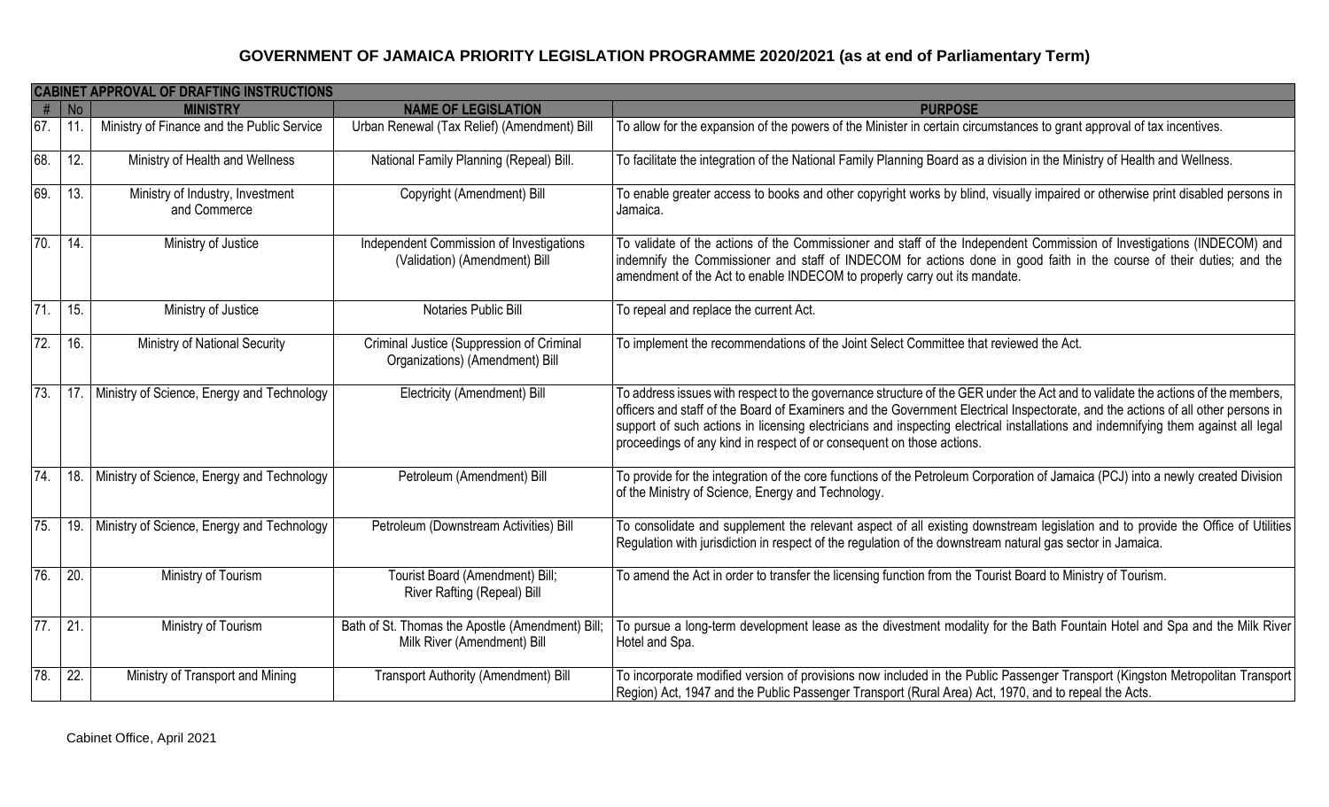# GOVERNMENT OF JAMAICA PRIORITY LEGISLATION PROGRAMME 2020/2021 (as at end of Parliamentary Term)

| **CABINET APPROVAL OF DRAFTING INSTRUCTIONS** | | | | |
|---|---|---|---|---|
| **#** | **No** | **MINISTRY** | **NAME OF LEGISLATION** | **PURPOSE** |
| 67. | 11. | Ministry of Finance and the Public Service | Urban Renewal (Tax Relief) (Amendment) Bill | To allow for the expansion of the powers of the Minister in certain circumstances to grant approval of tax incentives. |
| 68. | 12. | Ministry of Health and Wellness | National Family Planning (Repeal) Bill. | To facilitate the integration of the National Family Planning Board as a division in the Ministry of Health and Wellness. |
| 69. | 13. | Ministry of Industry, Investment and Commerce | Copyright (Amendment) Bill | To enable greater access to books and other copyright works by blind, visually impaired or otherwise print disabled persons in Jamaica. |
| 70. | 14. | Ministry of Justice | Independent Commission of Investigations (Validation) (Amendment) Bill | To validate of the actions of the Commissioner and staff of the Independent Commission of Investigations (INDECOM) and indemnify the Commissioner and staff of INDECOM for actions done in good faith in the course of their duties; and the amendment of the Act to enable INDECOM to properly carry out its mandate. |
| 71. | 15. | Ministry of Justice | Notaries Public Bill | To repeal and replace the current Act. |
| 72. | 16. | Ministry of National Security | Criminal Justice (Suppression of Criminal Organizations) (Amendment) Bill | To implement the recommendations of the Joint Select Committee that reviewed the Act. |
| 73. | 17. | Ministry of Science, Energy and Technology | Electricity (Amendment) Bill | To address issues with respect to the governance structure of the GER under the Act and to validate the actions of the members, officers and staff of the Board of Examiners and the Government Electrical Inspectorate, and the actions of all other persons in support of such actions in licensing electricians and inspecting electrical installations and indemnifying them against all legal proceedings of any kind in respect of or consequent on those actions. |
| 74. | 18. | Ministry of Science, Energy and Technology | Petroleum (Amendment) Bill | To provide for the integration of the core functions of the Petroleum Corporation of Jamaica (PCJ) into a newly created Division of the Ministry of Science, Energy and Technology. |
| 75. | 19. | Ministry of Science, Energy and Technology | Petroleum (Downstream Activities) Bill | To consolidate and supplement the relevant aspect of all existing downstream legislation and to provide the Office of Utilities Regulation with jurisdiction in respect of the regulation of the downstream natural gas sector in Jamaica. |
| 76. | 20. | Ministry of Tourism | Tourist Board (Amendment) Bill; River Rafting (Repeal) Bill | To amend the Act in order to transfer the licensing function from the Tourist Board to Ministry of Tourism. |
| 77. | 21. | Ministry of Tourism | Bath of St. Thomas the Apostle (Amendment) Bill; Milk River (Amendment) Bill | To pursue a long-term development lease as the divestment modality for the Bath Fountain Hotel and Spa and the Milk River Hotel and Spa. |
| 78. | 22. | Ministry of Transport and Mining | Transport Authority (Amendment) Bill | To incorporate modified version of provisions now included in the Public Passenger Transport (Kingston Metropolitan Transport Region) Act, 1947 and the Public Passenger Transport (Rural Area) Act, 1970, and to repeal the Acts. |

Cabinet Office, April 2021